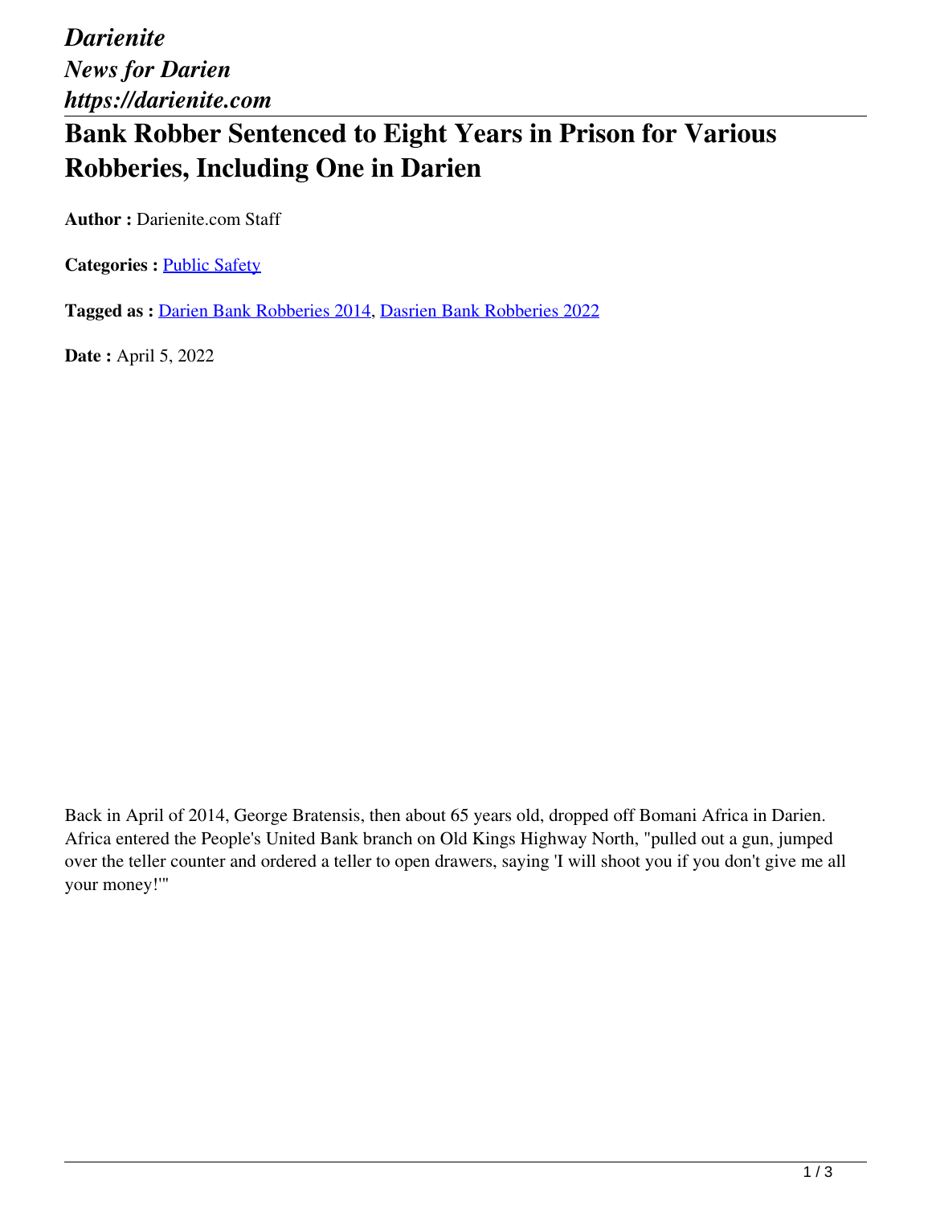*Darienite*
*News for Darien*
*https://darienite.com*

# Bank Robber Sentenced to Eight Years in Prison for Various Robberies, Including One in Darien

**Author :** Darienite.com Staff

**Categories :** [Public Safety]

**Tagged as :** [Darien Bank Robberies 2014], [Dasrien Bank Robberies 2022]

**Date :** April 5, 2022

Back in April of 2014, George Bratensis, then about 65 years old, dropped off Bomani Africa in Darien. Africa entered the People's United Bank branch on Old Kings Highway North, "pulled out a gun, jumped over the teller counter and ordered a teller to open drawers, saying 'I will shoot you if you don't give me all your money!'"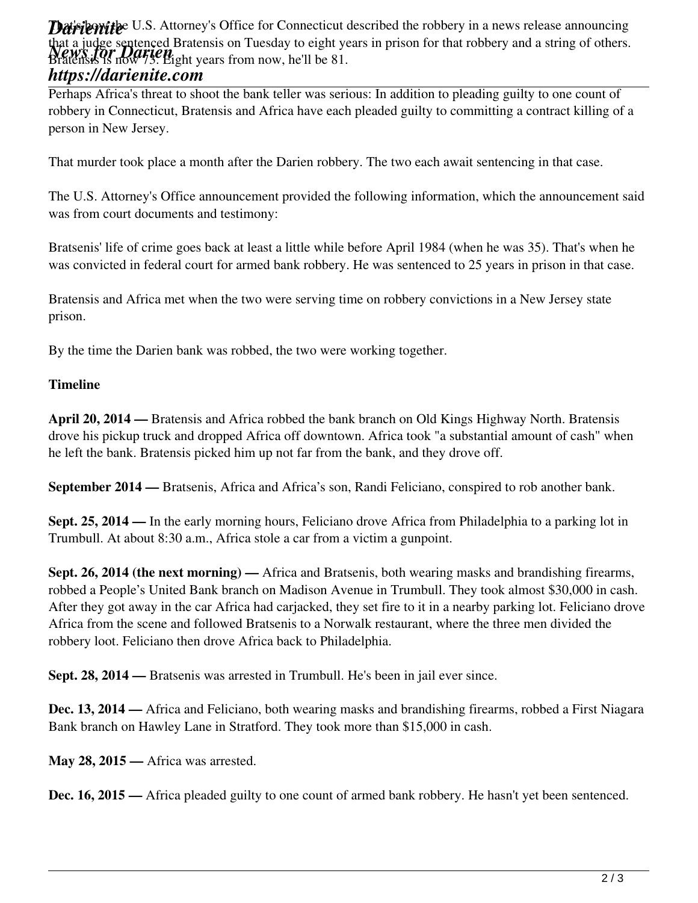That's how the U.S. Attorney's Office for Connecticut described the robbery in a news release announcing that a judge sentenced Bratensis on Tuesday to eight years in prison for that robbery and a string of others. Bratensis is now 73. Eight years from now, he'll be 81.

Perhaps Africa's threat to shoot the bank teller was serious: In addition to pleading guilty to one count of robbery in Connecticut, Bratensis and Africa have each pleaded guilty to committing a contract killing of a person in New Jersey.

That murder took place a month after the Darien robbery. The two each await sentencing in that case.

The U.S. Attorney's Office announcement provided the following information, which the announcement said was from court documents and testimony:

Bratsenis' life of crime goes back at least a little while before April 1984 (when he was 35). That's when he was convicted in federal court for armed bank robbery. He was sentenced to 25 years in prison in that case.

Bratensis and Africa met when the two were serving time on robbery convictions in a New Jersey state prison.

By the time the Darien bank was robbed, the two were working together.

**Timeline**

**April 20, 2014 —** Bratensis and Africa robbed the bank branch on Old Kings Highway North. Bratensis drove his pickup truck and dropped Africa off downtown. Africa took "a substantial amount of cash" when he left the bank. Bratensis picked him up not far from the bank, and they drove off.

**September 2014 —** Bratsenis, Africa and Africa's son, Randi Feliciano, conspired to rob another bank.

**Sept. 25, 2014 —** In the early morning hours, Feliciano drove Africa from Philadelphia to a parking lot in Trumbull. At about 8:30 a.m., Africa stole a car from a victim a gunpoint.

**Sept. 26, 2014 (the next morning) —** Africa and Bratsenis, both wearing masks and brandishing firearms, robbed a People's United Bank branch on Madison Avenue in Trumbull. They took almost $30,000 in cash. After they got away in the car Africa had carjacked, they set fire to it in a nearby parking lot. Feliciano drove Africa from the scene and followed Bratsenis to a Norwalk restaurant, where the three men divided the robbery loot. Feliciano then drove Africa back to Philadelphia.

**Sept. 28, 2014 —** Bratsenis was arrested in Trumbull. He's been in jail ever since.

**Dec. 13, 2014 —** Africa and Feliciano, both wearing masks and brandishing firearms, robbed a First Niagara Bank branch on Hawley Lane in Stratford. They took more than $15,000 in cash.

**May 28, 2015 —** Africa was arrested.

**Dec. 16, 2015 —** Africa pleaded guilty to one count of armed bank robbery. He hasn't yet been sentenced.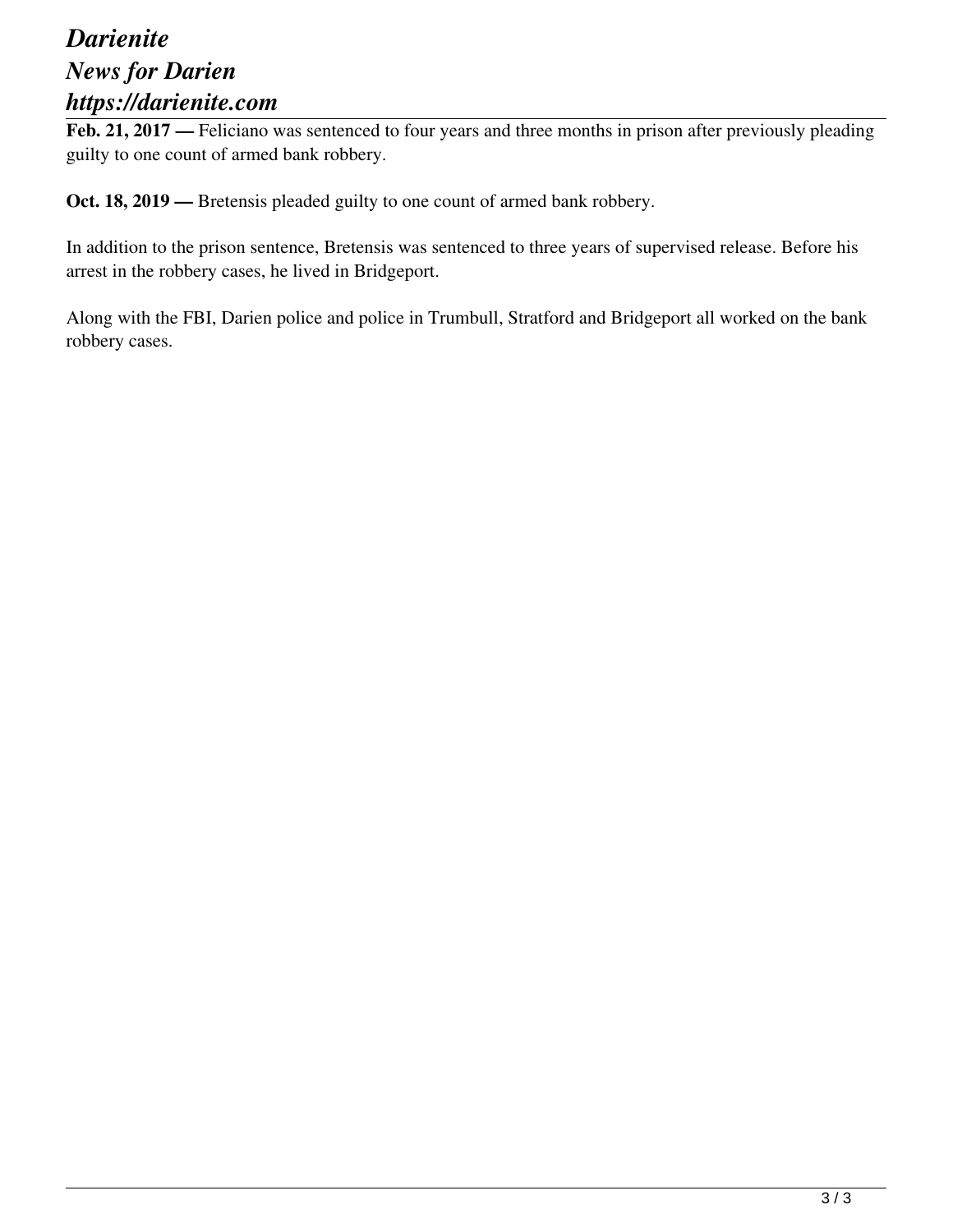**Feb. 21, 2017 —** Feliciano was sentenced to four years and three months in prison after previously pleading guilty to one count of armed bank robbery.

**Oct. 18, 2019 —** Bretensis pleaded guilty to one count of armed bank robbery.

In addition to the prison sentence, Bretensis was sentenced to three years of supervised release. Before his arrest in the robbery cases, he lived in Bridgeport.

Along with the FBI, Darien police and police in Trumbull, Stratford and Bridgeport all worked on the bank robbery cases.